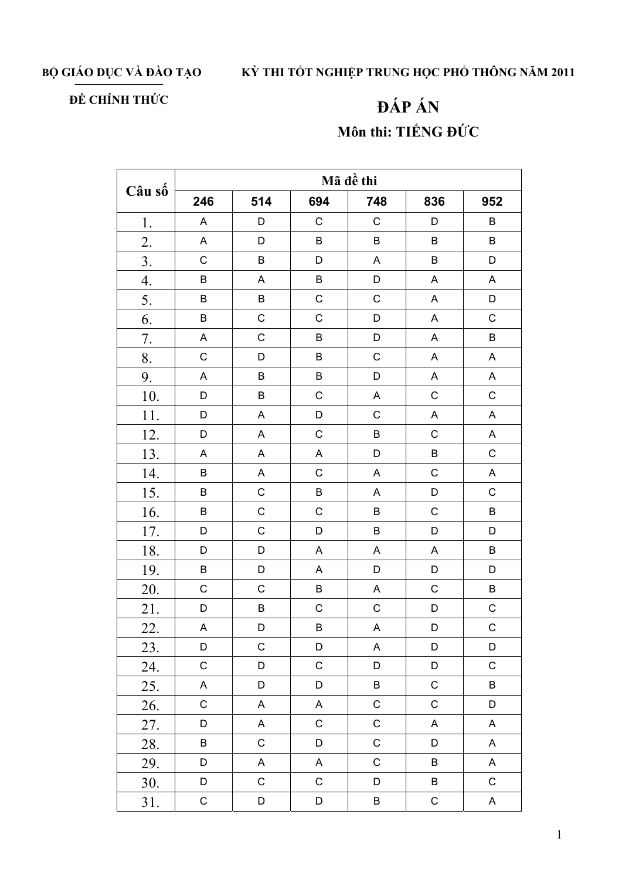**BỘ GIÁO DỤC VÀ ĐÀO TẠO**

**ĐỀ CHÍNH THỨC**

**KỲ THI TỐT NGHIỆP TRUNG HỌC PHỔ THÔNG NĂM 2011**

# ĐÁP ÁN

## Môn thi: TIẾNG ĐỨC

| Câu số | Mã đề thi | | | | | |
|---|---|---|---|---|---|---|
| | 246 | 514 | 694 | 748 | 836 | 952 |
| 1. | A | D | C | C | D | B |
| 2. | A | D | B | B | B | B |
| 3. | C | B | D | A | B | D |
| 4. | B | A | B | D | A | A |
| 5. | B | B | C | C | A | D |
| 6. | B | C | C | D | A | C |
| 7. | A | C | B | D | A | B |
| 8. | C | D | B | C | A | A |
| 9. | A | B | B | D | A | A |
| 10. | D | B | C | A | C | C |
| 11. | D | A | D | C | A | A |
| 12. | D | A | C | B | C | A |
| 13. | A | A | A | D | B | C |
| 14. | B | A | C | A | C | A |
| 15. | B | C | B | A | D | C |
| 16. | B | C | C | B | C | B |
| 17. | D | C | D | B | D | D |
| 18. | D | D | A | A | A | B |
| 19. | B | D | A | D | D | D |
| 20. | C | C | B | A | C | B |
| 21. | D | B | C | C | D | C |
| 22. | A | D | B | A | D | C |
| 23. | D | C | D | A | D | D |
| 24. | C | D | C | D | D | C |
| 25. | A | D | D | B | C | B |
| 26. | C | A | A | C | C | D |
| 27. | D | A | C | C | A | A |
| 28. | B | C | D | C | D | A |
| 29. | D | A | A | C | B | A |
| 30. | D | C | C | D | B | C |
| 31. | C | D | D | B | C | A |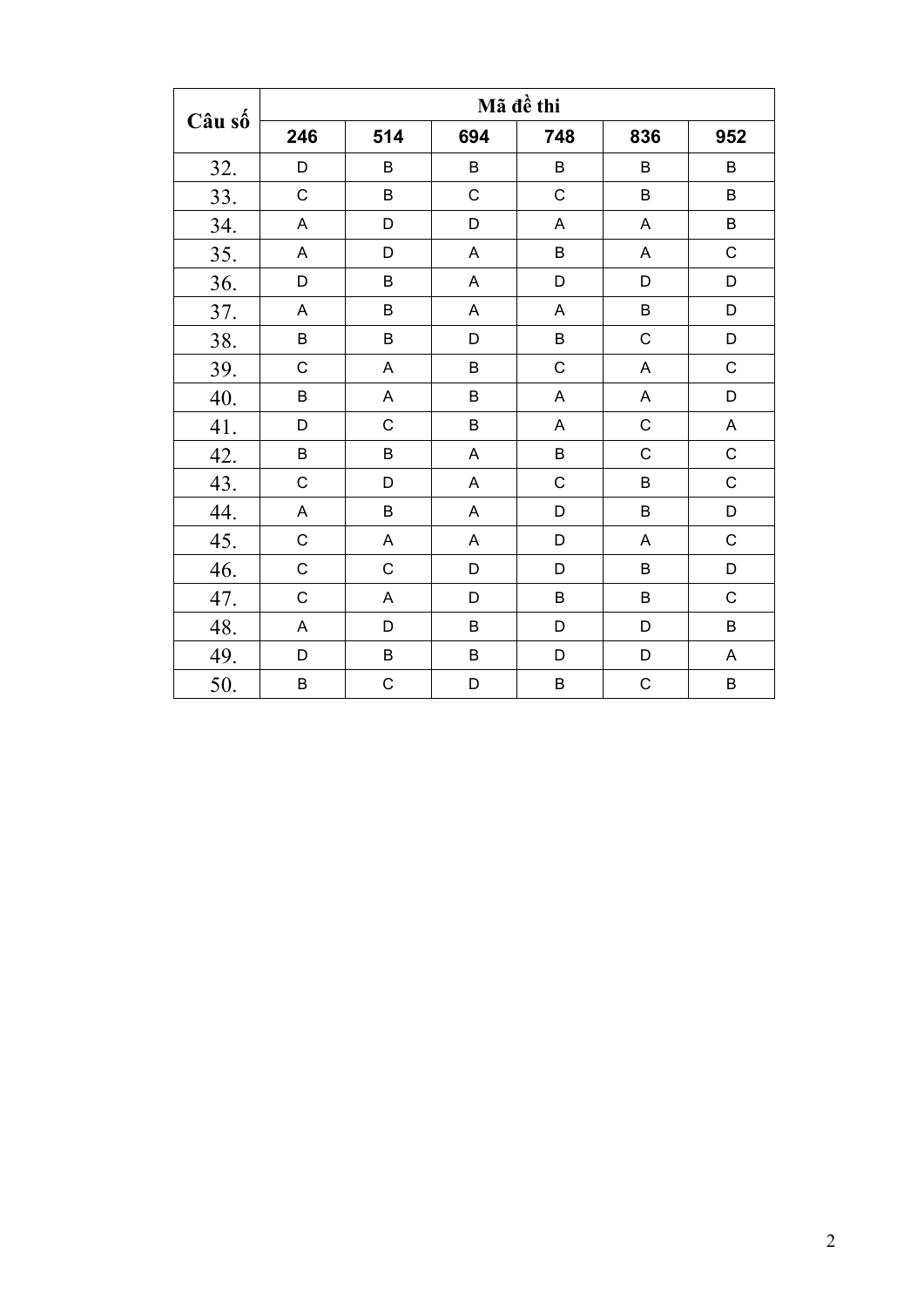| Câu số | Mã đề thi | | | | | |
|---|---|---|---|---|---|---|
| | 246 | 514 | 694 | 748 | 836 | 952 |
| 32. | D | B | B | B | B | B |
| 33. | C | B | C | C | B | B |
| 34. | A | D | D | A | A | B |
| 35. | A | D | A | B | A | C |
| 36. | D | B | A | D | D | D |
| 37. | A | B | A | A | B | D |
| 38. | B | B | D | B | C | D |
| 39. | C | A | B | C | A | C |
| 40. | B | A | B | A | A | D |
| 41. | D | C | B | A | C | A |
| 42. | B | B | A | B | C | C |
| 43. | C | D | A | C | B | C |
| 44. | A | B | A | D | B | D |
| 45. | C | A | A | D | A | C |
| 46. | C | C | D | D | B | D |
| 47. | C | A | D | B | B | C |
| 48. | A | D | B | D | D | B |
| 49. | D | B | B | D | D | A |
| 50. | B | C | D | B | C | B |